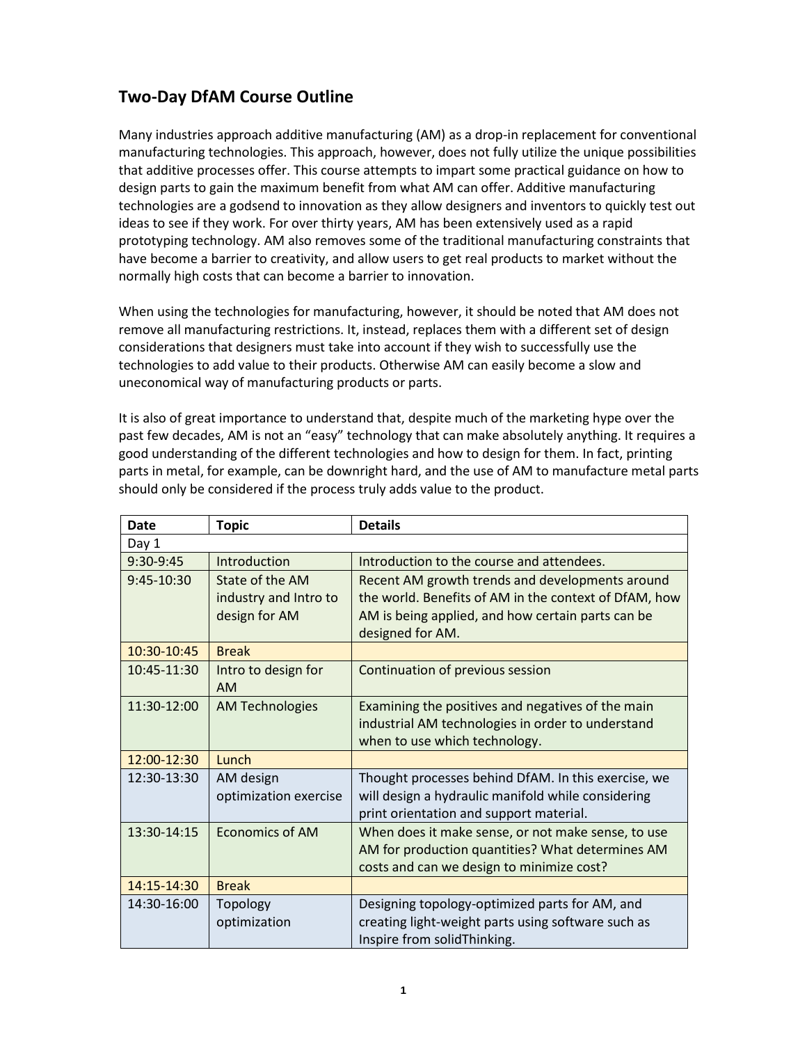## Two-Day DfAM Course Outline

Many industries approach additive manufacturing (AM) as a drop-in replacement for conventional manufacturing technologies. This approach, however, does not fully utilize the unique possibilities that additive processes offer. This course attempts to impart some practical guidance on how to design parts to gain the maximum benefit from what AM can offer. Additive manufacturing technologies are a godsend to innovation as they allow designers and inventors to quickly test out ideas to see if they work. For over thirty years, AM has been extensively used as a rapid prototyping technology. AM also removes some of the traditional manufacturing constraints that have become a barrier to creativity, and allow users to get real products to market without the normally high costs that can become a barrier to innovation.

When using the technologies for manufacturing, however, it should be noted that AM does not remove all manufacturing restrictions. It, instead, replaces them with a different set of design considerations that designers must take into account if they wish to successfully use the technologies to add value to their products. Otherwise AM can easily become a slow and uneconomical way of manufacturing products or parts.

It is also of great importance to understand that, despite much of the marketing hype over the past few decades, AM is not an “easy” technology that can make absolutely anything. It requires a good understanding of the different technologies and how to design for them. In fact, printing parts in metal, for example, can be downright hard, and the use of AM to manufacture metal parts should only be considered if the process truly adds value to the product.

| Date | Topic | Details |
|---|---|---|
| Day 1 | | |
| 9:30-9:45 | Introduction | Introduction to the course and attendees. |
| 9:45-10:30 | State of the AM industry and Intro to design for AM | Recent AM growth trends and developments around the world. Benefits of AM in the context of DfAM, how AM is being applied, and how certain parts can be designed for AM. |
| 10:30-10:45 | Break | |
| 10:45-11:30 | Intro to design for AM | Continuation of previous session |
| 11:30-12:00 | AM Technologies | Examining the positives and negatives of the main industrial AM technologies in order to understand when to use which technology. |
| 12:00-12:30 | Lunch | |
| 12:30-13:30 | AM design optimization exercise | Thought processes behind DfAM. In this exercise, we will design a hydraulic manifold while considering print orientation and support material. |
| 13:30-14:15 | Economics of AM | When does it make sense, or not make sense, to use AM for production quantities? What determines AM costs and can we design to minimize cost? |
| 14:15-14:30 | Break | |
| 14:30-16:00 | Topology optimization | Designing topology-optimized parts for AM, and creating light-weight parts using software such as Inspire from solidThinking. |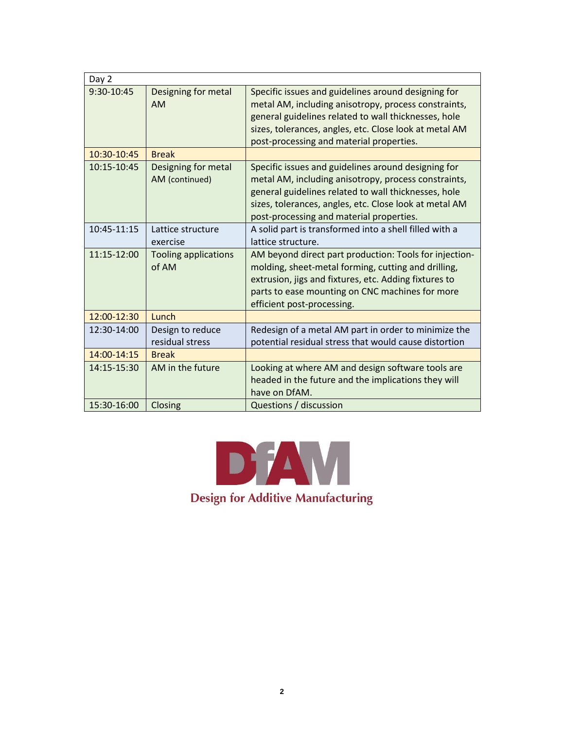| Day 2 | | |
|---|---|---|
| 9:30-10:45 | Designing for metal AM | Specific issues and guidelines around designing for metal AM, including anisotropy, process constraints, general guidelines related to wall thicknesses, hole sizes, tolerances, angles, etc. Close look at metal AM post-processing and material properties. |
| 10:30-10:45 | Break | |
| 10:15-10:45 | Designing for metal AM (continued) | Specific issues and guidelines around designing for metal AM, including anisotropy, process constraints, general guidelines related to wall thicknesses, hole sizes, tolerances, angles, etc. Close look at metal AM post-processing and material properties. |
| 10:45-11:15 | Lattice structure exercise | A solid part is transformed into a shell filled with a lattice structure. |
| 11:15-12:00 | Tooling applications of AM | AM beyond direct part production: Tools for injection-molding, sheet-metal forming, cutting and drilling, extrusion, jigs and fixtures, etc. Adding fixtures to parts to ease mounting on CNC machines for more efficient post-processing. |
| 12:00-12:30 | Lunch | |
| 12:30-14:00 | Design to reduce residual stress | Redesign of a metal AM part in order to minimize the potential residual stress that would cause distortion |
| 14:00-14:15 | Break | |
| 14:15-15:30 | AM in the future | Looking at where AM and design software tools are headed in the future and the implications they will have on DfAM. |
| 15:30-16:00 | Closing | Questions / discussion |

DfAM

Design for Additive Manufacturing